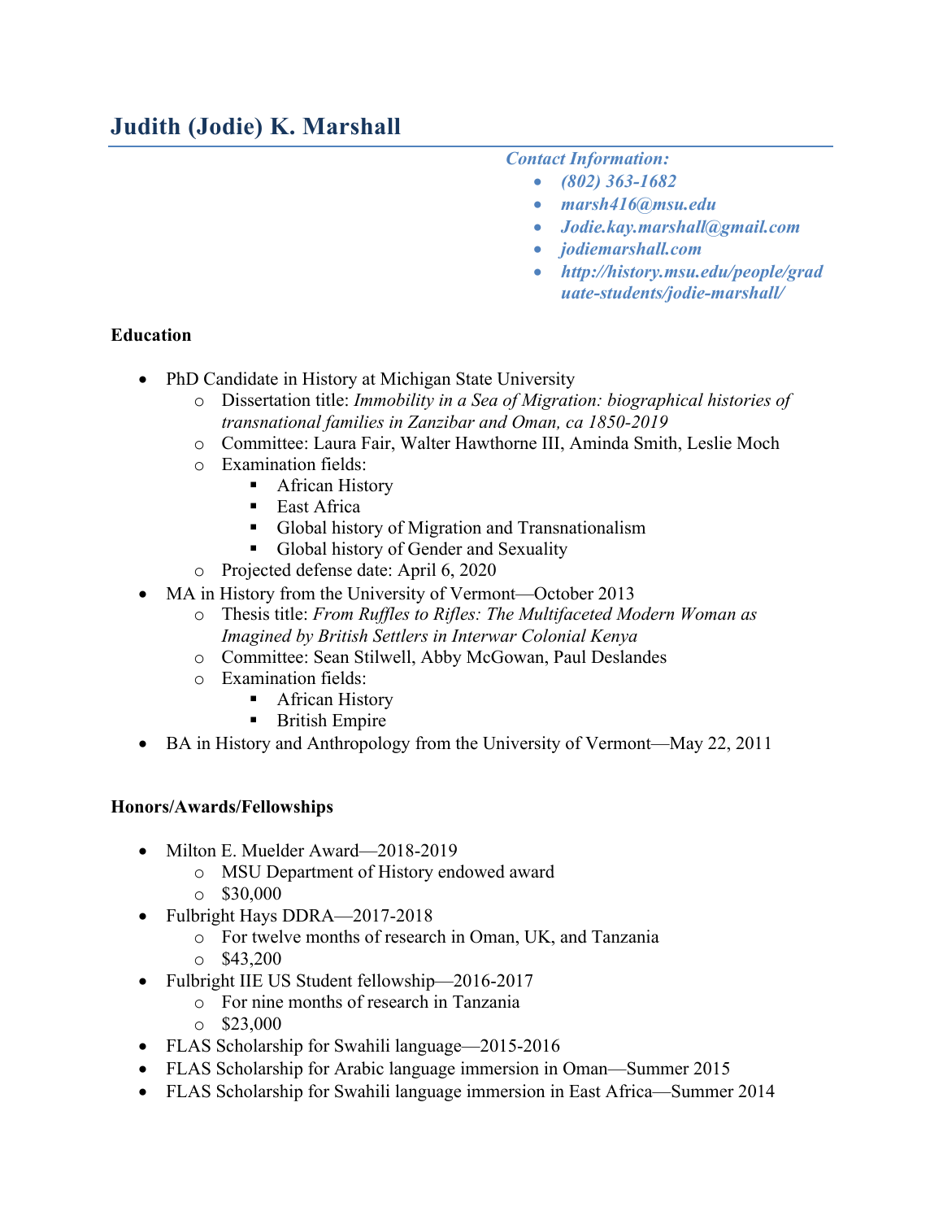# Judith (Jodie) K. Marshall

***Contact Information:***

- ***(802) 363-1682***
- ***marsh416@msu.edu***
- ***Jodie.kay.marshall@gmail.com***
- ***jodiemarshall.com***
- ***http://history.msu.edu/people/graduate-students/jodie-marshall/***

**Education**

- PhD Candidate in History at Michigan State University
  - Dissertation title: *Immobility in a Sea of Migration: biographical histories of transnational families in Zanzibar and Oman, ca 1850-2019*
  - Committee: Laura Fair, Walter Hawthorne III, Aminda Smith, Leslie Moch
  - Examination fields:
    - African History
    - East Africa
    - Global history of Migration and Transnationalism
    - Global history of Gender and Sexuality
  - Projected defense date: April 6, 2020
- MA in History from the University of Vermont—October 2013
  - Thesis title: *From Ruffles to Rifles: The Multifaceted Modern Woman as Imagined by British Settlers in Interwar Colonial Kenya*
  - Committee: Sean Stilwell, Abby McGowan, Paul Deslandes
  - Examination fields:
    - African History
    - British Empire
- BA in History and Anthropology from the University of Vermont—May 22, 2011

**Honors/Awards/Fellowships**

- Milton E. Muelder Award—2018-2019
  - MSU Department of History endowed award
  - $30,000
- Fulbright Hays DDRA—2017-2018
  - For twelve months of research in Oman, UK, and Tanzania
  - $43,200
- Fulbright IIE US Student fellowship—2016-2017
  - For nine months of research in Tanzania
  - $23,000
- FLAS Scholarship for Swahili language—2015-2016
- FLAS Scholarship for Arabic language immersion in Oman—Summer 2015
- FLAS Scholarship for Swahili language immersion in East Africa—Summer 2014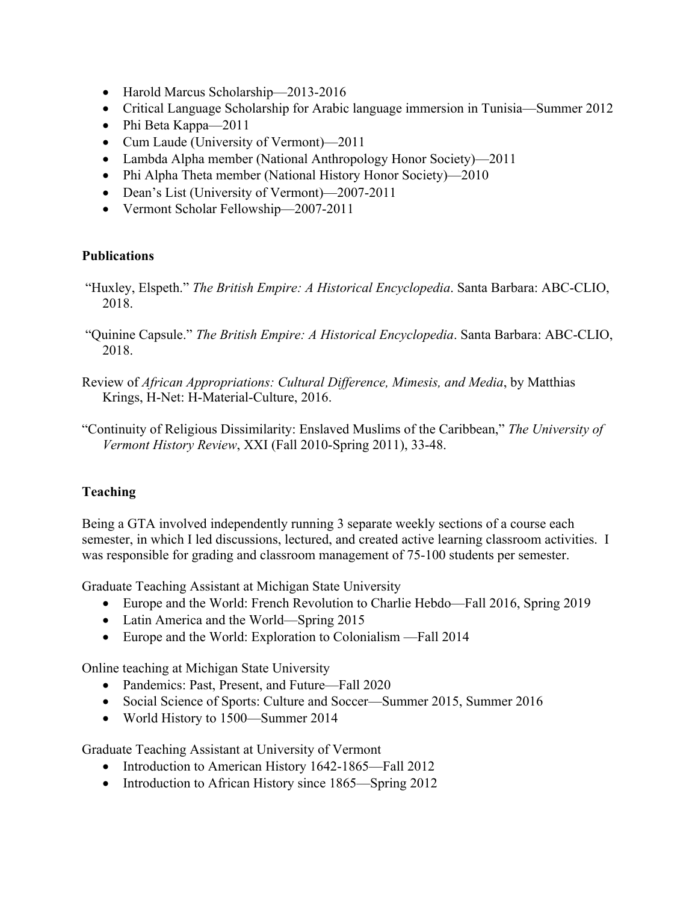- Harold Marcus Scholarship—2013-2016
- Critical Language Scholarship for Arabic language immersion in Tunisia—Summer 2012
- Phi Beta Kappa—2011
- Cum Laude (University of Vermont)—2011
- Lambda Alpha member (National Anthropology Honor Society)—2011
- Phi Alpha Theta member (National History Honor Society)—2010
- Dean's List (University of Vermont)—2007-2011
- Vermont Scholar Fellowship—2007-2011

**Publications**

"Huxley, Elspeth." *The British Empire: A Historical Encyclopedia*. Santa Barbara: ABC-CLIO, 2018.

"Quinine Capsule." *The British Empire: A Historical Encyclopedia*. Santa Barbara: ABC-CLIO, 2018.

Review of *African Appropriations: Cultural Difference, Mimesis, and Media*, by Matthias Krings, H-Net: H-Material-Culture, 2016.

"Continuity of Religious Dissimilarity: Enslaved Muslims of the Caribbean," *The University of Vermont History Review*, XXI (Fall 2010-Spring 2011), 33-48.

**Teaching**

Being a GTA involved independently running 3 separate weekly sections of a course each semester, in which I led discussions, lectured, and created active learning classroom activities. I was responsible for grading and classroom management of 75-100 students per semester.

Graduate Teaching Assistant at Michigan State University

- Europe and the World: French Revolution to Charlie Hebdo—Fall 2016, Spring 2019
- Latin America and the World—Spring 2015
- Europe and the World: Exploration to Colonialism —Fall 2014

Online teaching at Michigan State University

- Pandemics: Past, Present, and Future—Fall 2020
- Social Science of Sports: Culture and Soccer—Summer 2015, Summer 2016
- World History to 1500—Summer 2014

Graduate Teaching Assistant at University of Vermont

- Introduction to American History 1642-1865—Fall 2012
- Introduction to African History since 1865—Spring 2012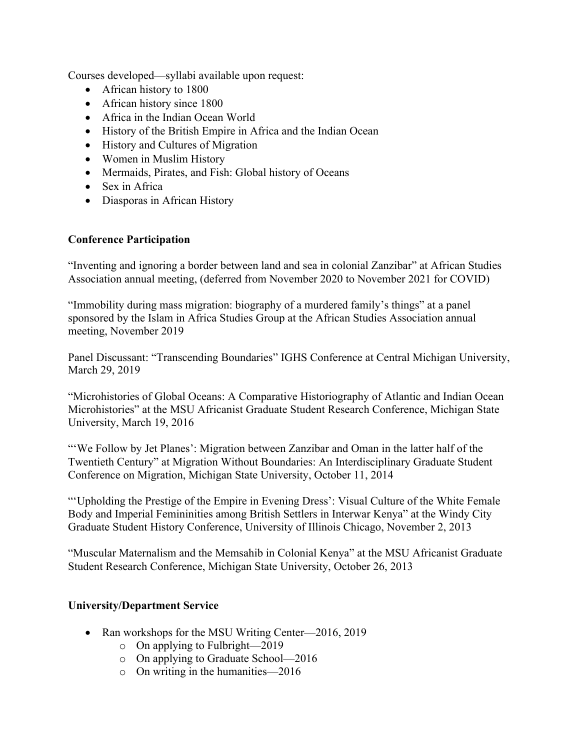Courses developed—syllabi available upon request:

- African history to 1800
- African history since 1800
- Africa in the Indian Ocean World
- History of the British Empire in Africa and the Indian Ocean
- History and Cultures of Migration
- Women in Muslim History
- Mermaids, Pirates, and Fish: Global history of Oceans
- Sex in Africa
- Diasporas in African History

**Conference Participation**

"Inventing and ignoring a border between land and sea in colonial Zanzibar" at African Studies Association annual meeting, (deferred from November 2020 to November 2021 for COVID)

"Immobility during mass migration: biography of a murdered family's things" at a panel sponsored by the Islam in Africa Studies Group at the African Studies Association annual meeting, November 2019

Panel Discussant: "Transcending Boundaries" IGHS Conference at Central Michigan University, March 29, 2019

"Microhistories of Global Oceans: A Comparative Historiography of Atlantic and Indian Ocean Microhistories" at the MSU Africanist Graduate Student Research Conference, Michigan State University, March 19, 2016

"'We Follow by Jet Planes': Migration between Zanzibar and Oman in the latter half of the Twentieth Century" at Migration Without Boundaries: An Interdisciplinary Graduate Student Conference on Migration, Michigan State University, October 11, 2014

"'Upholding the Prestige of the Empire in Evening Dress': Visual Culture of the White Female Body and Imperial Femininities among British Settlers in Interwar Kenya" at the Windy City Graduate Student History Conference, University of Illinois Chicago, November 2, 2013

"Muscular Maternalism and the Memsahib in Colonial Kenya" at the MSU Africanist Graduate Student Research Conference, Michigan State University, October 26, 2013

**University/Department Service**

- Ran workshops for the MSU Writing Center—2016, 2019
  - On applying to Fulbright—2019
  - On applying to Graduate School—2016
  - On writing in the humanities—2016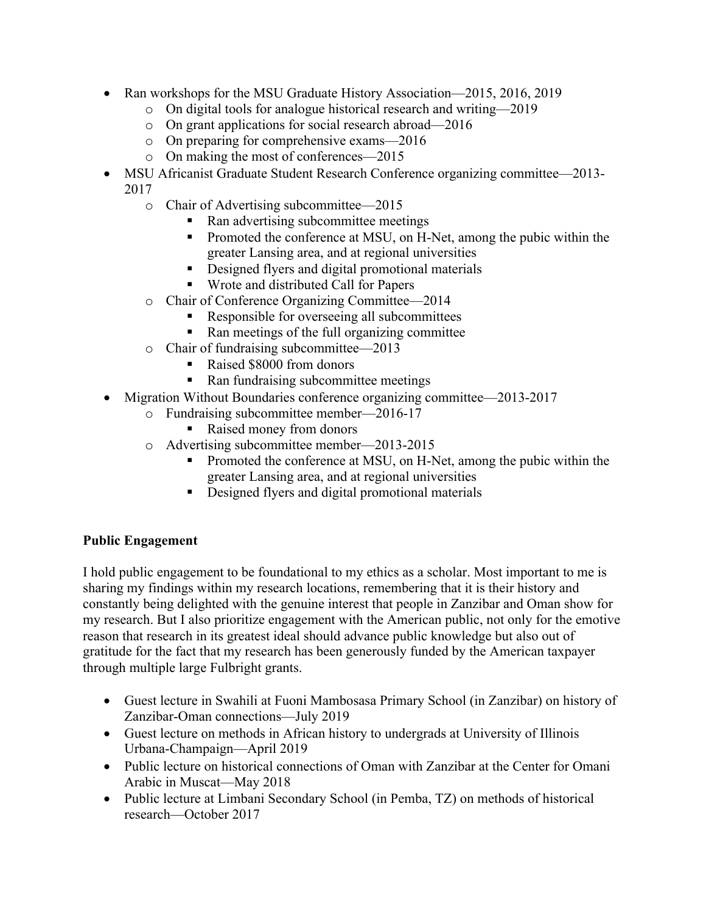- Ran workshops for the MSU Graduate History Association—2015, 2016, 2019
    - On digital tools for analogue historical research and writing—2019
    - On grant applications for social research abroad—2016
    - On preparing for comprehensive exams—2016
    - On making the most of conferences—2015
- MSU Africanist Graduate Student Research Conference organizing committee—2013-2017
    - Chair of Advertising subcommittee—2015
        - Ran advertising subcommittee meetings
        - Promoted the conference at MSU, on H-Net, among the pubic within the greater Lansing area, and at regional universities
        - Designed flyers and digital promotional materials
        - Wrote and distributed Call for Papers
    - Chair of Conference Organizing Committee—2014
        - Responsible for overseeing all subcommittees
        - Ran meetings of the full organizing committee
    - Chair of fundraising subcommittee—2013
        - Raised $8000 from donors
        - Ran fundraising subcommittee meetings
- Migration Without Boundaries conference organizing committee—2013-2017
    - Fundraising subcommittee member—2016-17
        - Raised money from donors
    - Advertising subcommittee member—2013-2015
        - Promoted the conference at MSU, on H-Net, among the pubic within the greater Lansing area, and at regional universities
        - Designed flyers and digital promotional materials

**Public Engagement**

I hold public engagement to be foundational to my ethics as a scholar. Most important to me is sharing my findings within my research locations, remembering that it is their history and constantly being delighted with the genuine interest that people in Zanzibar and Oman show for my research. But I also prioritize engagement with the American public, not only for the emotive reason that research in its greatest ideal should advance public knowledge but also out of gratitude for the fact that my research has been generously funded by the American taxpayer through multiple large Fulbright grants.

- Guest lecture in Swahili at Fuoni Mambosasa Primary School (in Zanzibar) on history of Zanzibar-Oman connections—July 2019
- Guest lecture on methods in African history to undergrads at University of Illinois Urbana-Champaign—April 2019
- Public lecture on historical connections of Oman with Zanzibar at the Center for Omani Arabic in Muscat—May 2018
- Public lecture at Limbani Secondary School (in Pemba, TZ) on methods of historical research—October 2017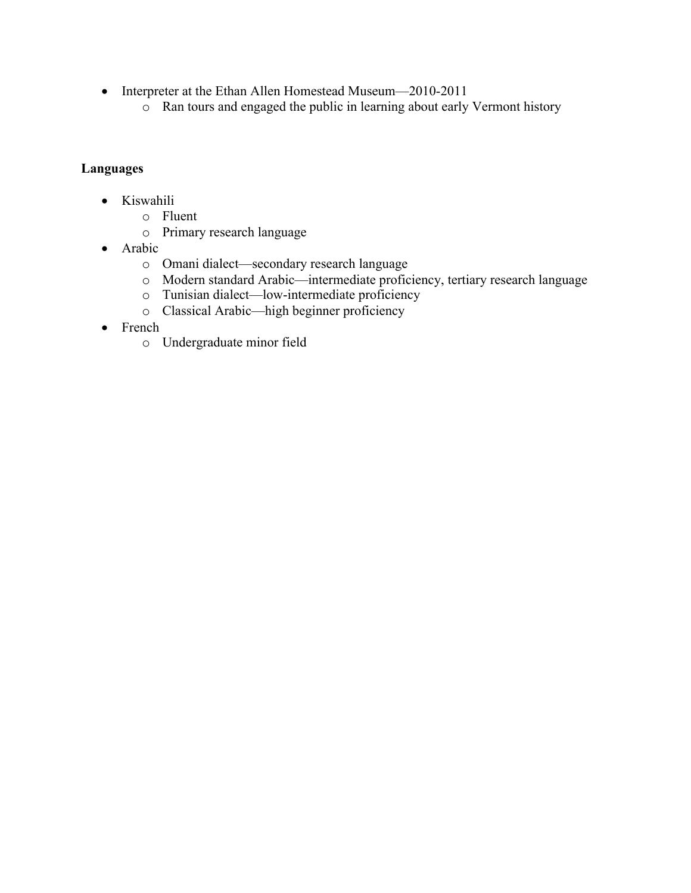- Interpreter at the Ethan Allen Homestead Museum—2010-2011
  - Ran tours and engaged the public in learning about early Vermont history

**Languages**

- Kiswahili
  - Fluent
  - Primary research language
- Arabic
  - Omani dialect—secondary research language
  - Modern standard Arabic—intermediate proficiency, tertiary research language
  - Tunisian dialect—low-intermediate proficiency
  - Classical Arabic—high beginner proficiency
- French
  - Undergraduate minor field